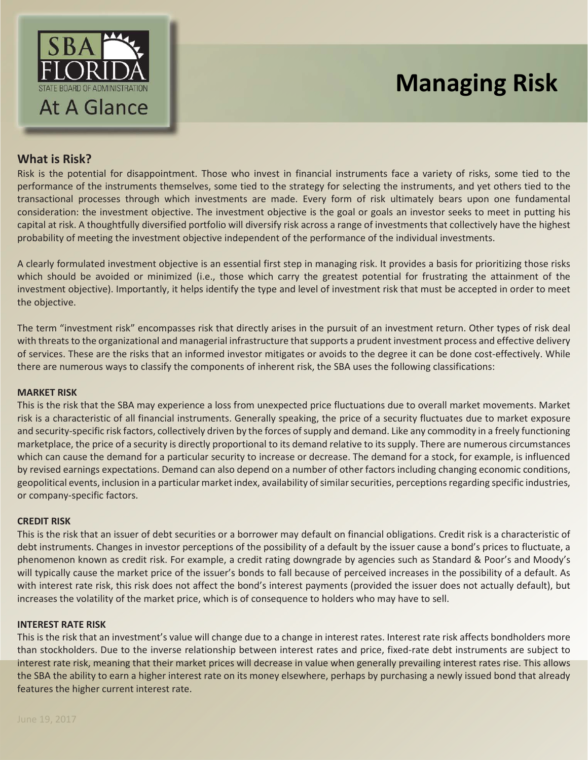# Managing Risk

SBA FLORIDA
STATE BOARD OF ADMINISTRATION
At A Glance

## What is Risk?

Risk is the potential for disappointment. Those who invest in financial instruments face a variety of risks, some tied to the performance of the instruments themselves, some tied to the strategy for selecting the instruments, and yet others tied to the transactional processes through which investments are made. Every form of risk ultimately bears upon one fundamental consideration: the investment objective. The investment objective is the goal or goals an investor seeks to meet in putting his capital at risk. A thoughtfully diversified portfolio will diversify risk across a range of investments that collectively have the highest probability of meeting the investment objective independent of the performance of the individual investments.

A clearly formulated investment objective is an essential first step in managing risk. It provides a basis for prioritizing those risks which should be avoided or minimized (i.e., those which carry the greatest potential for frustrating the attainment of the investment objective). Importantly, it helps identify the type and level of investment risk that must be accepted in order to meet the objective.

The term "investment risk" encompasses risk that directly arises in the pursuit of an investment return. Other types of risk deal with threats to the organizational and managerial infrastructure that supports a prudent investment process and effective delivery of services. These are the risks that an informed investor mitigates or avoids to the degree it can be done cost-effectively. While there are numerous ways to classify the components of inherent risk, the SBA uses the following classifications:

### MARKET RISK

This is the risk that the SBA may experience a loss from unexpected price fluctuations due to overall market movements. Market risk is a characteristic of all financial instruments. Generally speaking, the price of a security fluctuates due to market exposure and security-specific risk factors, collectively driven by the forces of supply and demand. Like any commodity in a freely functioning marketplace, the price of a security is directly proportional to its demand relative to its supply. There are numerous circumstances which can cause the demand for a particular security to increase or decrease. The demand for a stock, for example, is influenced by revised earnings expectations. Demand can also depend on a number of other factors including changing economic conditions, geopolitical events, inclusion in a particular market index, availability of similar securities, perceptions regarding specific industries, or company-specific factors.

### CREDIT RISK

This is the risk that an issuer of debt securities or a borrower may default on financial obligations. Credit risk is a characteristic of debt instruments. Changes in investor perceptions of the possibility of a default by the issuer cause a bond's prices to fluctuate, a phenomenon known as credit risk. For example, a credit rating downgrade by agencies such as Standard & Poor's and Moody's will typically cause the market price of the issuer's bonds to fall because of perceived increases in the possibility of a default. As with interest rate risk, this risk does not affect the bond's interest payments (provided the issuer does not actually default), but increases the volatility of the market price, which is of consequence to holders who may have to sell.

### INTEREST RATE RISK

This is the risk that an investment's value will change due to a change in interest rates. Interest rate risk affects bondholders more than stockholders. Due to the inverse relationship between interest rates and price, fixed-rate debt instruments are subject to interest rate risk, meaning that their market prices will decrease in value when generally prevailing interest rates rise. This allows the SBA the ability to earn a higher interest rate on its money elsewhere, perhaps by purchasing a newly issued bond that already features the higher current interest rate.

June 19, 2017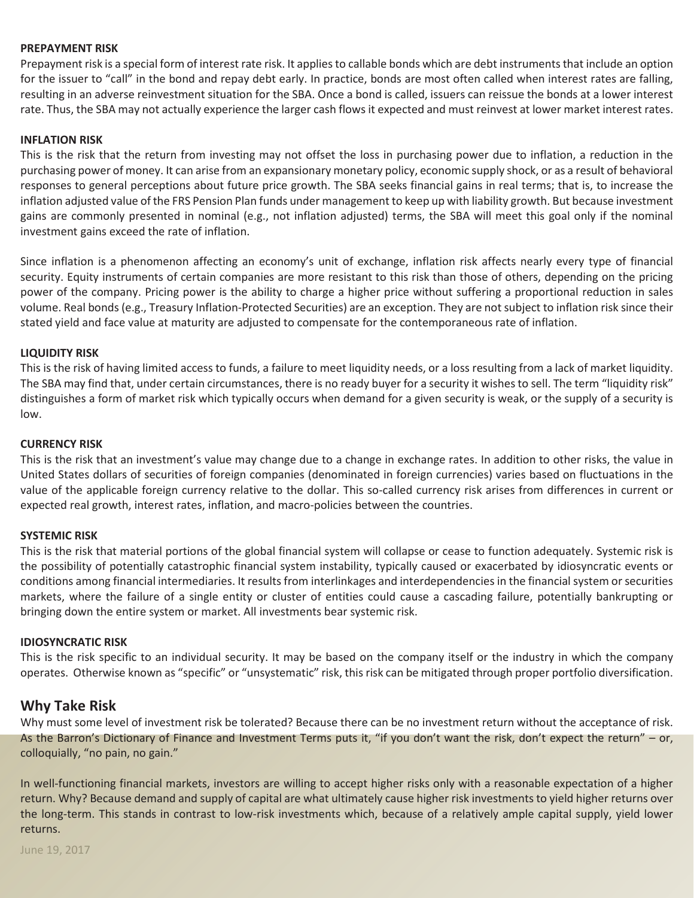**PREPAYMENT RISK**

Prepayment risk is a special form of interest rate risk. It applies to callable bonds which are debt instruments that include an option for the issuer to "call" in the bond and repay debt early. In practice, bonds are most often called when interest rates are falling, resulting in an adverse reinvestment situation for the SBA. Once a bond is called, issuers can reissue the bonds at a lower interest rate. Thus, the SBA may not actually experience the larger cash flows it expected and must reinvest at lower market interest rates.

**INFLATION RISK**

This is the risk that the return from investing may not offset the loss in purchasing power due to inflation, a reduction in the purchasing power of money. It can arise from an expansionary monetary policy, economic supply shock, or as a result of behavioral responses to general perceptions about future price growth. The SBA seeks financial gains in real terms; that is, to increase the inflation adjusted value of the FRS Pension Plan funds under management to keep up with liability growth. But because investment gains are commonly presented in nominal (e.g., not inflation adjusted) terms, the SBA will meet this goal only if the nominal investment gains exceed the rate of inflation.

Since inflation is a phenomenon affecting an economy's unit of exchange, inflation risk affects nearly every type of financial security. Equity instruments of certain companies are more resistant to this risk than those of others, depending on the pricing power of the company. Pricing power is the ability to charge a higher price without suffering a proportional reduction in sales volume. Real bonds (e.g., Treasury Inflation-Protected Securities) are an exception. They are not subject to inflation risk since their stated yield and face value at maturity are adjusted to compensate for the contemporaneous rate of inflation.

**LIQUIDITY RISK**

This is the risk of having limited access to funds, a failure to meet liquidity needs, or a loss resulting from a lack of market liquidity. The SBA may find that, under certain circumstances, there is no ready buyer for a security it wishes to sell. The term "liquidity risk" distinguishes a form of market risk which typically occurs when demand for a given security is weak, or the supply of a security is low.

**CURRENCY RISK**

This is the risk that an investment's value may change due to a change in exchange rates. In addition to other risks, the value in United States dollars of securities of foreign companies (denominated in foreign currencies) varies based on fluctuations in the value of the applicable foreign currency relative to the dollar. This so-called currency risk arises from differences in current or expected real growth, interest rates, inflation, and macro-policies between the countries.

**SYSTEMIC RISK**

This is the risk that material portions of the global financial system will collapse or cease to function adequately. Systemic risk is the possibility of potentially catastrophic financial system instability, typically caused or exacerbated by idiosyncratic events or conditions among financial intermediaries. It results from interlinkages and interdependencies in the financial system or securities markets, where the failure of a single entity or cluster of entities could cause a cascading failure, potentially bankrupting or bringing down the entire system or market. All investments bear systemic risk.

**IDIOSYNCRATIC RISK**

This is the risk specific to an individual security. It may be based on the company itself or the industry in which the company operates. Otherwise known as "specific" or "unsystematic" risk, this risk can be mitigated through proper portfolio diversification.

## Why Take Risk

Why must some level of investment risk be tolerated? Because there can be no investment return without the acceptance of risk. As the Barron's Dictionary of Finance and Investment Terms puts it, "if you don't want the risk, don't expect the return" – or, colloquially, "no pain, no gain."

In well-functioning financial markets, investors are willing to accept higher risks only with a reasonable expectation of a higher return. Why? Because demand and supply of capital are what ultimately cause higher risk investments to yield higher returns over the long-term. This stands in contrast to low-risk investments which, because of a relatively ample capital supply, yield lower returns.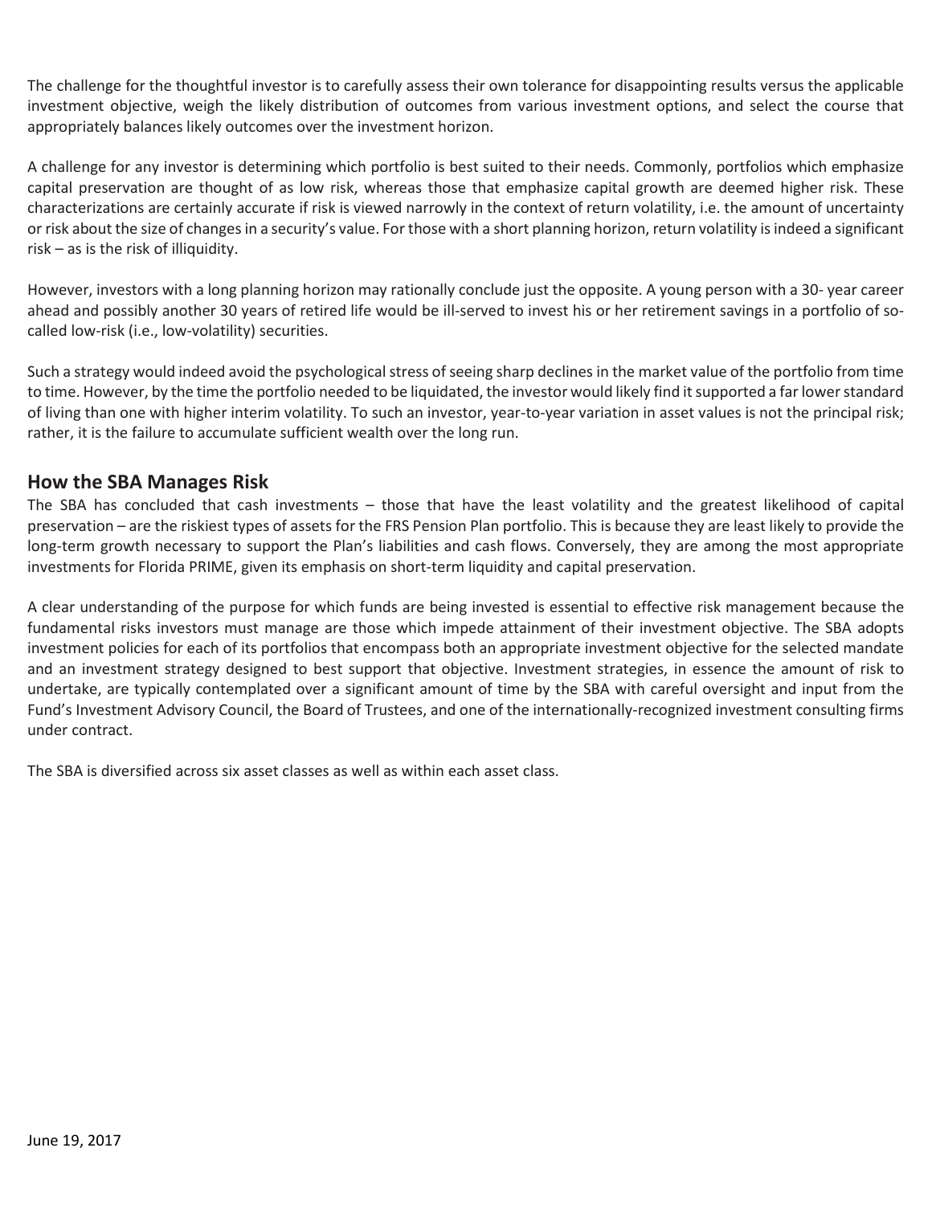The challenge for the thoughtful investor is to carefully assess their own tolerance for disappointing results versus the applicable investment objective, weigh the likely distribution of outcomes from various investment options, and select the course that appropriately balances likely outcomes over the investment horizon.

A challenge for any investor is determining which portfolio is best suited to their needs. Commonly, portfolios which emphasize capital preservation are thought of as low risk, whereas those that emphasize capital growth are deemed higher risk. These characterizations are certainly accurate if risk is viewed narrowly in the context of return volatility, i.e. the amount of uncertainty or risk about the size of changes in a security's value. For those with a short planning horizon, return volatility is indeed a significant risk – as is the risk of illiquidity.

However, investors with a long planning horizon may rationally conclude just the opposite. A young person with a 30- year career ahead and possibly another 30 years of retired life would be ill-served to invest his or her retirement savings in a portfolio of so-called low-risk (i.e., low-volatility) securities.

Such a strategy would indeed avoid the psychological stress of seeing sharp declines in the market value of the portfolio from time to time. However, by the time the portfolio needed to be liquidated, the investor would likely find it supported a far lower standard of living than one with higher interim volatility. To such an investor, year-to-year variation in asset values is not the principal risk; rather, it is the failure to accumulate sufficient wealth over the long run.

## How the SBA Manages Risk

The SBA has concluded that cash investments – those that have the least volatility and the greatest likelihood of capital preservation – are the riskiest types of assets for the FRS Pension Plan portfolio. This is because they are least likely to provide the long-term growth necessary to support the Plan's liabilities and cash flows. Conversely, they are among the most appropriate investments for Florida PRIME, given its emphasis on short-term liquidity and capital preservation.

A clear understanding of the purpose for which funds are being invested is essential to effective risk management because the fundamental risks investors must manage are those which impede attainment of their investment objective. The SBA adopts investment policies for each of its portfolios that encompass both an appropriate investment objective for the selected mandate and an investment strategy designed to best support that objective. Investment strategies, in essence the amount of risk to undertake, are typically contemplated over a significant amount of time by the SBA with careful oversight and input from the Fund's Investment Advisory Council, the Board of Trustees, and one of the internationally-recognized investment consulting firms under contract.

The SBA is diversified across six asset classes as well as within each asset class.

June 19, 2017